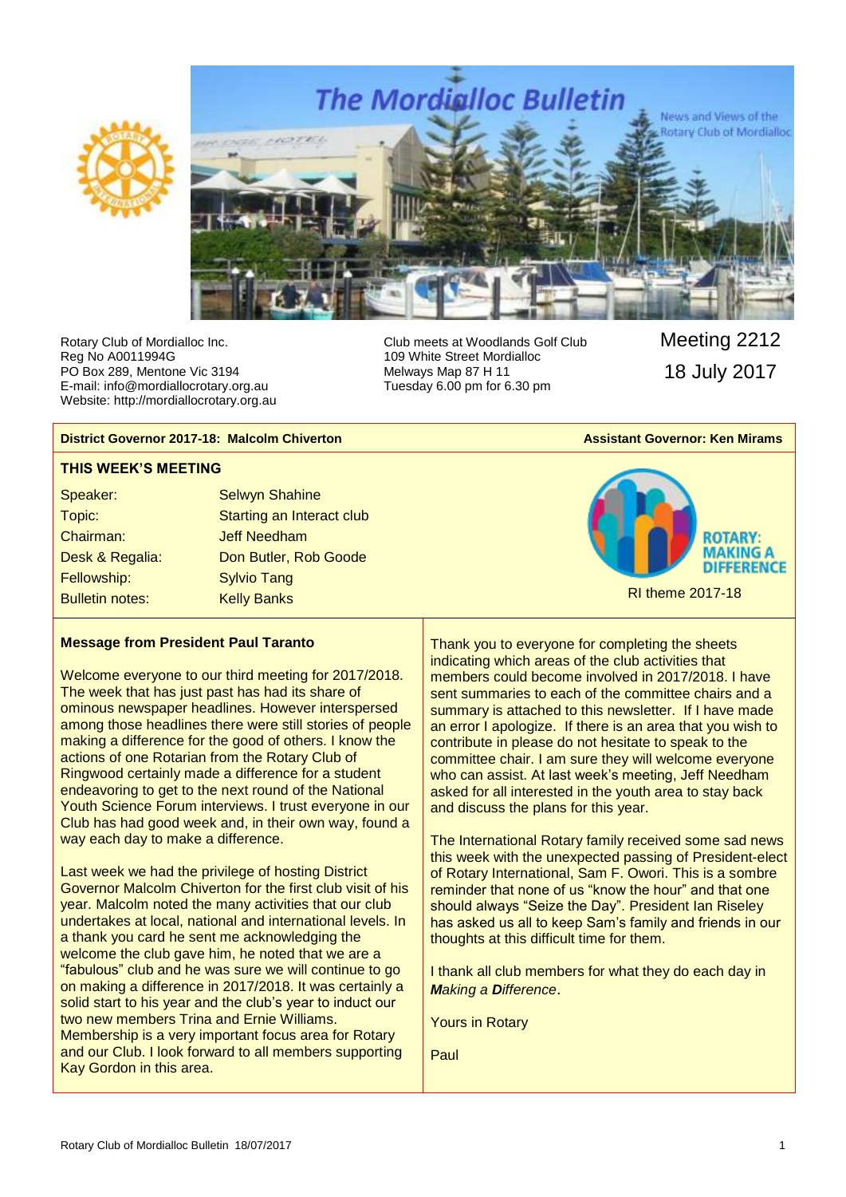# The Mordialloc Bulletin

News and Views of the Rotary Club of Mordialloc

Rotary Club of Mordialloc Inc.
Reg No A0011994G
PO Box 289, Mentone Vic 3194
E-mail: info@mordiallocrotary.org.au
Website: http://mordiallocrotary.org.au

Club meets at Woodlands Golf Club
109 White Street Mordialloc
Melways Map 87 H 11
Tuesday 6.00 pm for 6.30 pm

Meeting 2212
18 July 2017

**District Governor 2017-18: Malcolm Chiverton** **Assistant Governor: Ken Mirams**

## THIS WEEK'S MEETING

| | |
|---|---|
| Speaker: | Selwyn Shahine |
| Topic: | Starting an Interact club |
| Chairman: | Jeff Needham |
| Desk & Regalia: | Don Butler, Rob Goode |
| Fellowship: | Sylvio Tang |
| Bulletin notes: | Kelly Banks |

ROTARY: MAKING A DIFFERENCE

RI theme 2017-18

### Message from President Paul Taranto

Welcome everyone to our third meeting for 2017/2018. The week that has just past has had its share of ominous newspaper headlines. However interspersed among those headlines there were still stories of people making a difference for the good of others. I know the actions of one Rotarian from the Rotary Club of Ringwood certainly made a difference for a student endeavoring to get to the next round of the National Youth Science Forum interviews. I trust everyone in our Club has had good week and, in their own way, found a way each day to make a difference.

Last week we had the privilege of hosting District Governor Malcolm Chiverton for the first club visit of his year. Malcolm noted the many activities that our club undertakes at local, national and international levels. In a thank you card he sent me acknowledging the welcome the club gave him, he noted that we are a "fabulous" club and he was sure we will continue to go on making a difference in 2017/2018. It was certainly a solid start to his year and the club's year to induct our two new members Trina and Ernie Williams. Membership is a very important focus area for Rotary and our Club. I look forward to all members supporting Kay Gordon in this area.

Thank you to everyone for completing the sheets indicating which areas of the club activities that members could become involved in 2017/2018. I have sent summaries to each of the committee chairs and a summary is attached to this newsletter. If I have made an error I apologize. If there is an area that you wish to contribute in please do not hesitate to speak to the committee chair. I am sure they will welcome everyone who can assist. At last week's meeting, Jeff Needham asked for all interested in the youth area to stay back and discuss the plans for this year.

The International Rotary family received some sad news this week with the unexpected passing of President-elect of Rotary International, Sam F. Owori. This is a sombre reminder that none of us "know the hour" and that one should always "Seize the Day". President Ian Riseley has asked us all to keep Sam's family and friends in our thoughts at this difficult time for them.

I thank all club members for what they do each day in ***M****aking a* ***D****ifference*.

Yours in Rotary

Paul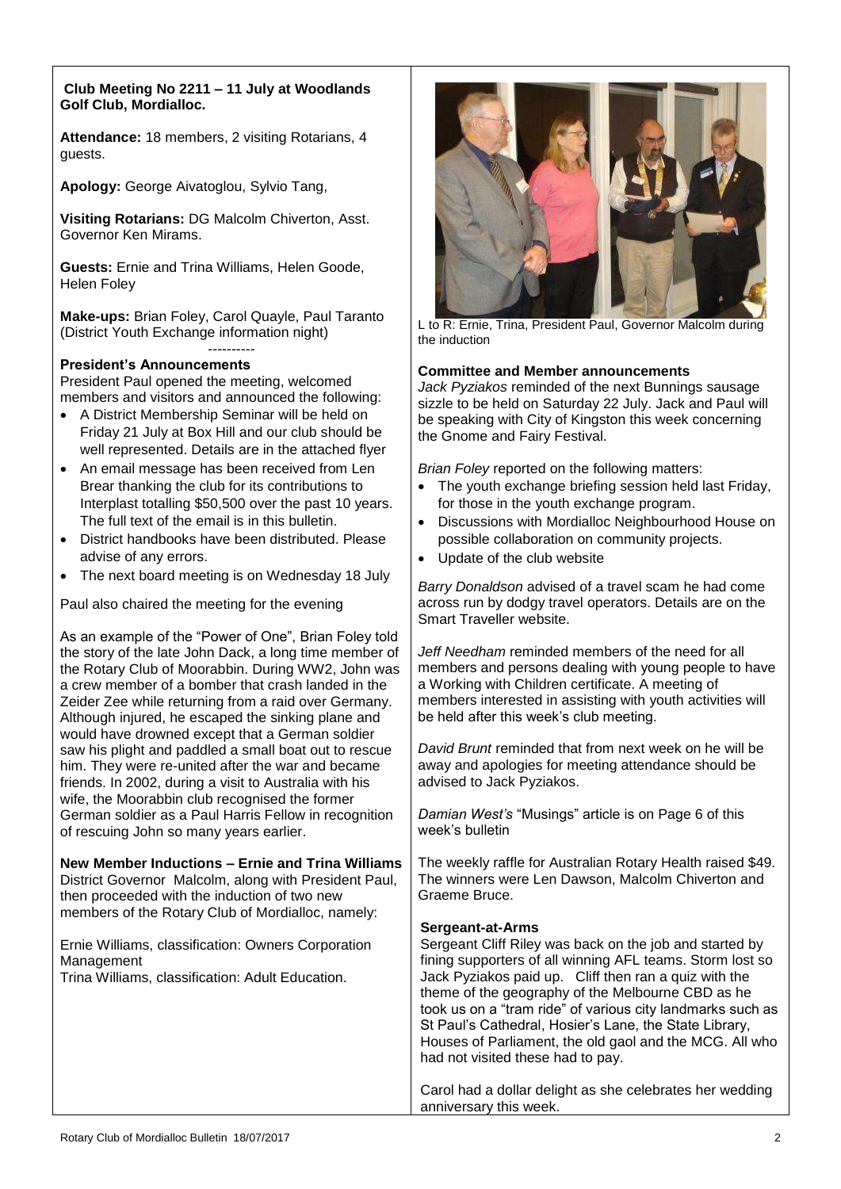**Club Meeting No 2211 – 11 July at Woodlands Golf Club, Mordialloc.**

**Attendance:** 18 members, 2 visiting Rotarians, 4 guests.

**Apology:** George Aivatoglou, Sylvio Tang,

**Visiting Rotarians:** DG Malcolm Chiverton, Asst. Governor Ken Mirams.

**Guests:** Ernie and Trina Williams, Helen Goode, Helen Foley

**Make-ups:** Brian Foley, Carol Quayle, Paul Taranto (District Youth Exchange information night)

----------

**President's Announcements**

President Paul opened the meeting, welcomed members and visitors and announced the following:

- A District Membership Seminar will be held on Friday 21 July at Box Hill and our club should be well represented. Details are in the attached flyer
- An email message has been received from Len Brear thanking the club for its contributions to Interplast totalling $50,500 over the past 10 years. The full text of the email is in this bulletin.
- District handbooks have been distributed. Please advise of any errors.
- The next board meeting is on Wednesday 18 July

Paul also chaired the meeting for the evening

As an example of the "Power of One", Brian Foley told the story of the late John Dack, a long time member of the Rotary Club of Moorabbin. During WW2, John was a crew member of a bomber that crash landed in the Zeider Zee while returning from a raid over Germany. Although injured, he escaped the sinking plane and would have drowned except that a German soldier saw his plight and paddled a small boat out to rescue him. They were re-united after the war and became friends. In 2002, during a visit to Australia with his wife, the Moorabbin club recognised the former German soldier as a Paul Harris Fellow in recognition of rescuing John so many years earlier.

**New Member Inductions – Ernie and Trina Williams**

District Governor Malcolm, along with President Paul, then proceeded with the induction of two new members of the Rotary Club of Mordialloc, namely:

Ernie Williams, classification: Owners Corporation Management

Trina Williams, classification: Adult Education.

L to R: Ernie, Trina, President Paul, Governor Malcolm during the induction

**Committee and Member announcements**

*Jack Pyziakos* reminded of the next Bunnings sausage sizzle to be held on Saturday 22 July. Jack and Paul will be speaking with City of Kingston this week concerning the Gnome and Fairy Festival.

*Brian Foley* reported on the following matters:

- The youth exchange briefing session held last Friday, for those in the youth exchange program.
- Discussions with Mordialloc Neighbourhood House on possible collaboration on community projects.
- Update of the club website

*Barry Donaldson* advised of a travel scam he had come across run by dodgy travel operators. Details are on the Smart Traveller website.

*Jeff Needham* reminded members of the need for all members and persons dealing with young people to have a Working with Children certificate. A meeting of members interested in assisting with youth activities will be held after this week's club meeting.

*David Brunt* reminded that from next week on he will be away and apologies for meeting attendance should be advised to Jack Pyziakos.

*Damian West's* "Musings" article is on Page 6 of this week's bulletin

The weekly raffle for Australian Rotary Health raised $49. The winners were Len Dawson, Malcolm Chiverton and Graeme Bruce.

**Sergeant-at-Arms**

Sergeant Cliff Riley was back on the job and started by fining supporters of all winning AFL teams. Storm lost so Jack Pyziakos paid up. Cliff then ran a quiz with the theme of the geography of the Melbourne CBD as he took us on a "tram ride" of various city landmarks such as St Paul's Cathedral, Hosier's Lane, the State Library, Houses of Parliament, the old gaol and the MCG. All who had not visited these had to pay.

Carol had a dollar delight as she celebrates her wedding anniversary this week.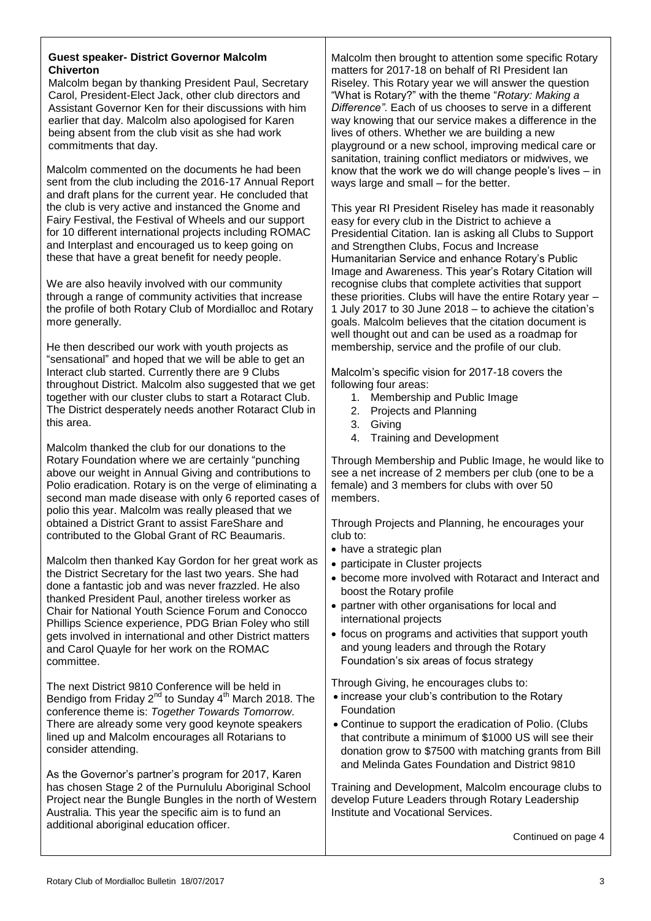**Guest speaker- District Governor Malcolm Chiverton**

Malcolm began by thanking President Paul, Secretary Carol, President-Elect Jack, other club directors and Assistant Governor Ken for their discussions with him earlier that day. Malcolm also apologised for Karen being absent from the club visit as she had work commitments that day.

Malcolm commented on the documents he had been sent from the club including the 2016-17 Annual Report and draft plans for the current year. He concluded that the club is very active and instanced the Gnome and Fairy Festival, the Festival of Wheels and our support for 10 different international projects including ROMAC and Interplast and encouraged us to keep going on these that have a great benefit for needy people.

We are also heavily involved with our community through a range of community activities that increase the profile of both Rotary Club of Mordialloc and Rotary more generally.

He then described our work with youth projects as "sensational" and hoped that we will be able to get an Interact club started. Currently there are 9 Clubs throughout District. Malcolm also suggested that we get together with our cluster clubs to start a Rotaract Club. The District desperately needs another Rotaract Club in this area.

Malcolm thanked the club for our donations to the Rotary Foundation where we are certainly "punching above our weight in Annual Giving and contributions to Polio eradication. Rotary is on the verge of eliminating a second man made disease with only 6 reported cases of polio this year. Malcolm was really pleased that we obtained a District Grant to assist FareShare and contributed to the Global Grant of RC Beaumaris.

Malcolm then thanked Kay Gordon for her great work as the District Secretary for the last two years. She had done a fantastic job and was never frazzled. He also thanked President Paul, another tireless worker as Chair for National Youth Science Forum and Conocco Phillips Science experience, PDG Brian Foley who still gets involved in international and other District matters and Carol Quayle for her work on the ROMAC committee.

The next District 9810 Conference will be held in Bendigo from Friday 2nd to Sunday 4th March 2018. The conference theme is: *Together Towards Tomorrow.* There are already some very good keynote speakers lined up and Malcolm encourages all Rotarians to consider attending.

As the Governor's partner's program for 2017, Karen has chosen Stage 2 of the Purnululu Aboriginal School Project near the Bungle Bungles in the north of Western Australia. This year the specific aim is to fund an additional aboriginal education officer.

Malcolm then brought to attention some specific Rotary matters for 2017-18 on behalf of RI President Ian Riseley. This Rotary year we will answer the question "What is Rotary?" with the theme "*Rotary: Making a Difference".* Each of us chooses to serve in a different way knowing that our service makes a difference in the lives of others. Whether we are building a new playground or a new school, improving medical care or sanitation, training conflict mediators or midwives, we know that the work we do will change people's lives – in ways large and small – for the better.

This year RI President Riseley has made it reasonably easy for every club in the District to achieve a Presidential Citation. Ian is asking all Clubs to Support and Strengthen Clubs, Focus and Increase Humanitarian Service and enhance Rotary's Public Image and Awareness. This year's Rotary Citation will recognise clubs that complete activities that support these priorities. Clubs will have the entire Rotary year – 1 July 2017 to 30 June 2018 – to achieve the citation's goals. Malcolm believes that the citation document is well thought out and can be used as a roadmap for membership, service and the profile of our club.

Malcolm's specific vision for 2017-18 covers the following four areas:

1. Membership and Public Image
2. Projects and Planning
3. Giving
4. Training and Development

Through Membership and Public Image, he would like to see a net increase of 2 members per club (one to be a female) and 3 members for clubs with over 50 members.

Through Projects and Planning, he encourages your club to:

- have a strategic plan
- participate in Cluster projects
- become more involved with Rotaract and Interact and boost the Rotary profile
- partner with other organisations for local and international projects
- focus on programs and activities that support youth and young leaders and through the Rotary Foundation's six areas of focus strategy

Through Giving, he encourages clubs to:

- increase your club's contribution to the Rotary Foundation
- Continue to support the eradication of Polio. (Clubs that contribute a minimum of $1000 US will see their donation grow to $7500 with matching grants from Bill and Melinda Gates Foundation and District 9810

Training and Development, Malcolm encourage clubs to develop Future Leaders through Rotary Leadership Institute and Vocational Services.

Continued on page 4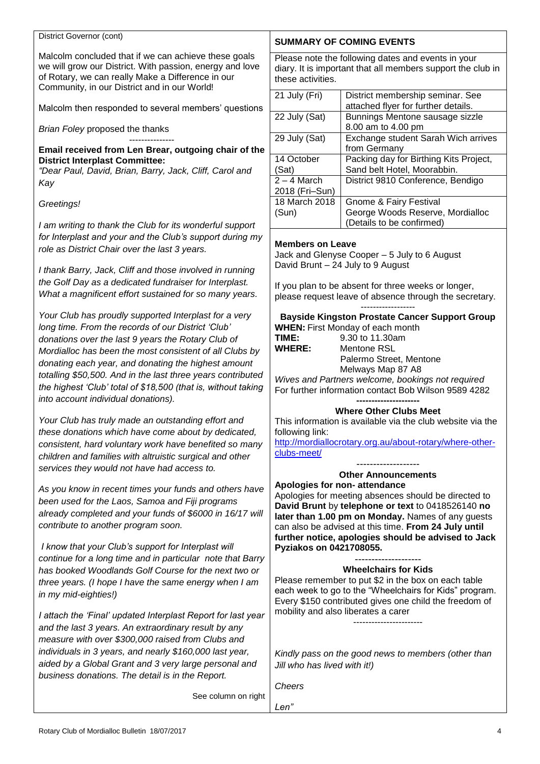District Governor (cont)

Malcolm concluded that if we can achieve these goals we will grow our District. With passion, energy and love of Rotary, we can really Make a Difference in our Community, in our District and in our World!

Malcolm then responded to several members' questions

*Brian Foley* proposed the thanks

---------------

**Email received from Len Brear, outgoing chair of the District Interplast Committee:**

*"Dear Paul, David, Brian, Barry, Jack, Cliff, Carol and Kay*

*Greetings!*

*I am writing to thank the Club for its wonderful support for Interplast and your and the Club's support during my role as District Chair over the last 3 years.*

*I thank Barry, Jack, Cliff and those involved in running the Golf Day as a dedicated fundraiser for Interplast. What a magnificent effort sustained for so many years.*

*Your Club has proudly supported Interplast for a very long time. From the records of our District 'Club' donations over the last 9 years the Rotary Club of Mordialloc has been the most consistent of all Clubs by donating each year, and donating the highest amount totalling $50,500. And in the last three years contributed the highest 'Club' total of $18,500 (that is, without taking into account individual donations).*

*Your Club has truly made an outstanding effort and these donations which have come about by dedicated, consistent, hard voluntary work have benefited so many children and families with altruistic surgical and other services they would not have had access to.*

*As you know in recent times your funds and others have been used for the Laos, Samoa and Fiji programs already completed and your funds of $6000 in 16/17 will contribute to another program soon.*

*I know that your Club's support for Interplast will continue for a long time and in particular note that Barry has booked Woodlands Golf Course for the next two or three years. (I hope I have the same energy when I am in my mid-eighties!)*

*I attach the 'Final' updated Interplast Report for last year and the last 3 years. An extraordinary result by any measure with over $300,000 raised from Clubs and individuals in 3 years, and nearly $160,000 last year, aided by a Global Grant and 3 very large personal and business donations. The detail is in the Report.*

See column on right

**SUMMARY OF COMING EVENTS**

Please note the following dates and events in your diary. It is important that all members support the club in these activities.

| Date | Event |
|---|---|
| 21 July (Fri) | District membership seminar. See attached flyer for further details. |
| 22 July (Sat) | Bunnings Mentone sausage sizzle 8.00 am to 4.00 pm |
| 29 July (Sat) | Exchange student Sarah Wich arrives from Germany |
| 14 October (Sat) | Packing day for Birthing Kits Project, Sand belt Hotel, Moorabbin. |
| 2 – 4 March 2018 (Fri–Sun) | District 9810 Conference, Bendigo |
| 18 March 2018 (Sun) | Gnome & Fairy Festival George Woods Reserve, Mordialloc (Details to be confirmed) |

**Members on Leave**

Jack and Glenyse Cooper – 5 July to 6 August
David Brunt – 24 July to 9 August

If you plan to be absent for three weeks or longer, please request leave of absence through the secretary.

------------------

**Bayside Kingston Prostate Cancer Support Group**

**WHEN:** First Monday of each month
**TIME:** 9.30 to 11.30am
**WHERE:** Mentone RSL
Palermo Street, Mentone
Melways Map 87 A8

*Wives and Partners welcome, bookings not required*
For further information contact Bob Wilson 9589 4282

---------------------

**Where Other Clubs Meet**

This information is available via the club website via the following link:
http://mordiallocrotary.org.au/about-rotary/where-other-clubs-meet/

-------------------

**Other Announcements**

**Apologies for non- attendance**

Apologies for meeting absences should be directed to **David Brunt** by **telephone or text** to 0418526140 **no later than 1.00 pm on Monday.** Names of any guests can also be advised at this time. **From 24 July until further notice, apologies should be advised to Jack Pyziakos on 0421708055.**

--------------------

**Wheelchairs for Kids**

Please remember to put $2 in the box on each table each week to go to the "Wheelchairs for Kids" program. Every $150 contributed gives one child the freedom of mobility and also liberates a carer

----------------------

*Kindly pass on the good news to members (other than Jill who has lived with it!)*

*Cheers*

*Len"*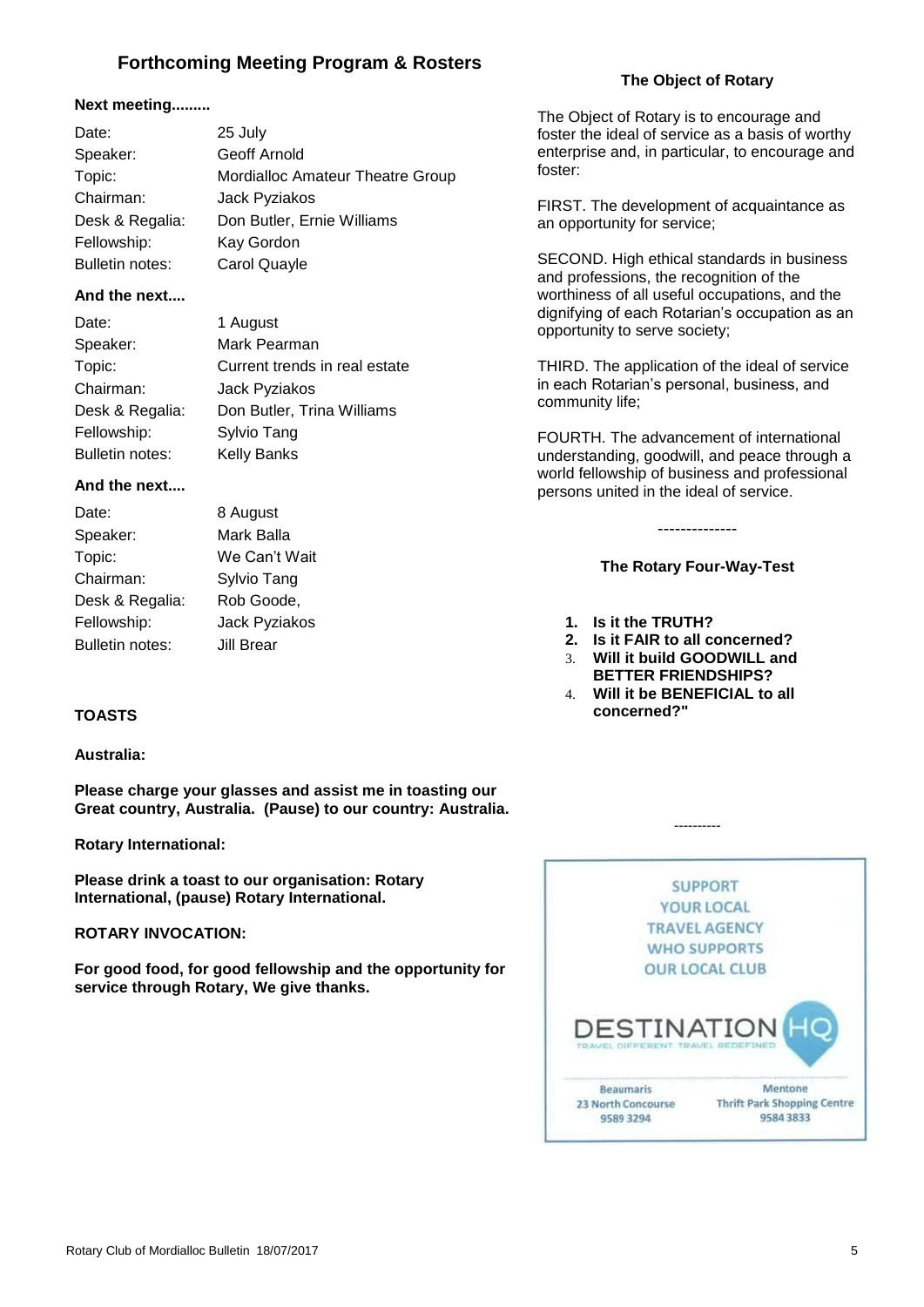## Forthcoming Meeting Program & Rosters

**Next meeting.........**

| | |
|---|---|
| Date: | 25 July |
| Speaker: | Geoff Arnold |
| Topic: | Mordialloc Amateur Theatre Group |
| Chairman: | Jack Pyziakos |
| Desk & Regalia: | Don Butler, Ernie Williams |
| Fellowship: | Kay Gordon |
| Bulletin notes: | Carol Quayle |

**And the next....**

| | |
|---|---|
| Date: | 1 August |
| Speaker: | Mark Pearman |
| Topic: | Current trends in real estate |
| Chairman: | Jack Pyziakos |
| Desk & Regalia: | Don Butler, Trina Williams |
| Fellowship: | Sylvio Tang |
| Bulletin notes: | Kelly Banks |

**And the next....**

| | |
|---|---|
| Date: | 8 August |
| Speaker: | Mark Balla |
| Topic: | We Can't Wait |
| Chairman: | Sylvio Tang |
| Desk & Regalia: | Rob Goode, |
| Fellowship: | Jack Pyziakos |
| Bulletin notes: | Jill Brear |

**TOASTS**

**Australia:**

**Please charge your glasses and assist me in toasting our Great country, Australia. (Pause) to our country: Australia.**

**Rotary International:**

**Please drink a toast to our organisation: Rotary International, (pause) Rotary International.**

**ROTARY INVOCATION:**

**For good food, for good fellowship and the opportunity for service through Rotary, We give thanks.**

### The Object of Rotary

The Object of Rotary is to encourage and foster the ideal of service as a basis of worthy enterprise and, in particular, to encourage and foster:

FIRST. The development of acquaintance as an opportunity for service;

SECOND. High ethical standards in business and professions, the recognition of the worthiness of all useful occupations, and the dignifying of each Rotarian's occupation as an opportunity to serve society;

THIRD. The application of the ideal of service in each Rotarian's personal, business, and community life;

FOURTH. The advancement of international understanding, goodwill, and peace through a world fellowship of business and professional persons united in the ideal of service.

--------------

### The Rotary Four-Way-Test

1. **Is it the TRUTH?**
2. **Is it FAIR to all concerned?**
3. **Will it build GOODWILL and BETTER FRIENDSHIPS?**
4. **Will it be BENEFICIAL to all concerned?"**

----------

SUPPORT YOUR LOCAL TRAVEL AGENCY WHO SUPPORTS OUR LOCAL CLUB

DESTINATION HQ
TRAVEL DIFFERENT TRAVEL REDEFINED

Beaumaris
23 North Concourse
9589 3294

Mentone
Thrift Park Shopping Centre
9584 3833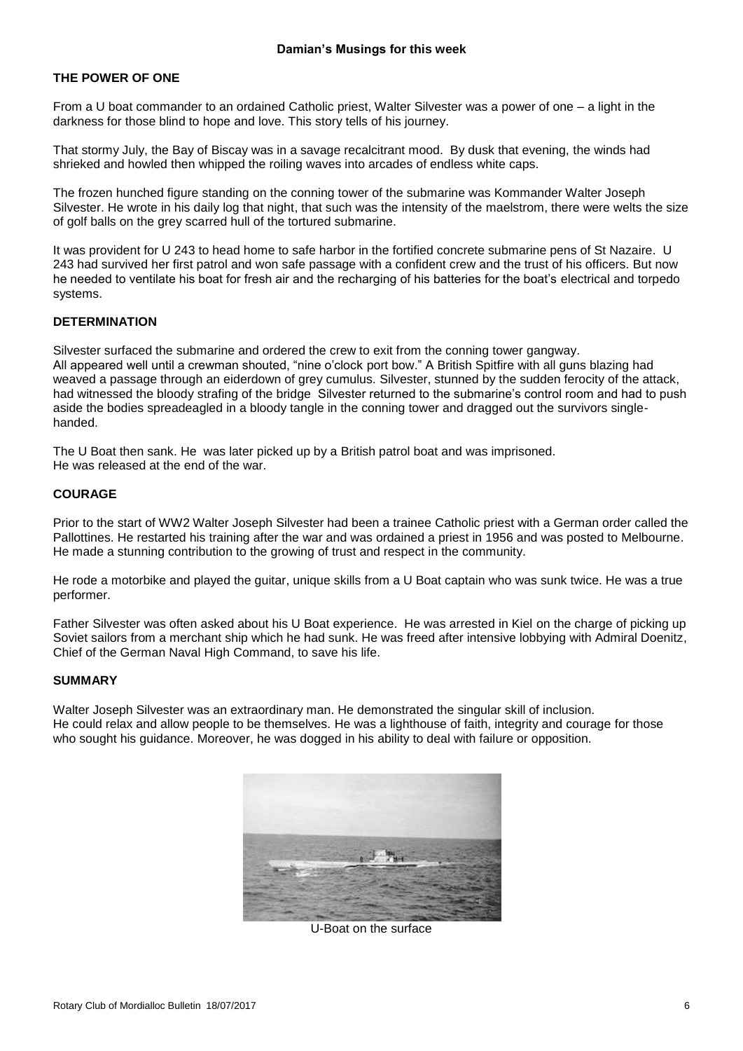## Damian's Musings for this week

### THE POWER OF ONE

From a U boat commander to an ordained Catholic priest, Walter Silvester was a power of one – a light in the darkness for those blind to hope and love. This story tells of his journey.

That stormy July, the Bay of Biscay was in a savage recalcitrant mood. By dusk that evening, the winds had shrieked and howled then whipped the roiling waves into arcades of endless white caps.

The frozen hunched figure standing on the conning tower of the submarine was Kommander Walter Joseph Silvester. He wrote in his daily log that night, that such was the intensity of the maelstrom, there were welts the size of golf balls on the grey scarred hull of the tortured submarine.

It was provident for U 243 to head home to safe harbor in the fortified concrete submarine pens of St Nazaire. U 243 had survived her first patrol and won safe passage with a confident crew and the trust of his officers. But now he needed to ventilate his boat for fresh air and the recharging of his batteries for the boat's electrical and torpedo systems.

### DETERMINATION

Silvester surfaced the submarine and ordered the crew to exit from the conning tower gangway.
All appeared well until a crewman shouted, "nine o'clock port bow." A British Spitfire with all guns blazing had weaved a passage through an eiderdown of grey cumulus. Silvester, stunned by the sudden ferocity of the attack, had witnessed the bloody strafing of the bridge Silvester returned to the submarine's control room and had to push aside the bodies spreadeagled in a bloody tangle in the conning tower and dragged out the survivors single-handed.

The U Boat then sank. He was later picked up by a British patrol boat and was imprisoned.
He was released at the end of the war.

### COURAGE

Prior to the start of WW2 Walter Joseph Silvester had been a trainee Catholic priest with a German order called the Pallottines. He restarted his training after the war and was ordained a priest in 1956 and was posted to Melbourne. He made a stunning contribution to the growing of trust and respect in the community.

He rode a motorbike and played the guitar, unique skills from a U Boat captain who was sunk twice. He was a true performer.

Father Silvester was often asked about his U Boat experience. He was arrested in Kiel on the charge of picking up Soviet sailors from a merchant ship which he had sunk. He was freed after intensive lobbying with Admiral Doenitz, Chief of the German Naval High Command, to save his life.

### SUMMARY

Walter Joseph Silvester was an extraordinary man. He demonstrated the singular skill of inclusion.
He could relax and allow people to be themselves. He was a lighthouse of faith, integrity and courage for those who sought his guidance. Moreover, he was dogged in his ability to deal with failure or opposition.

U-Boat on the surface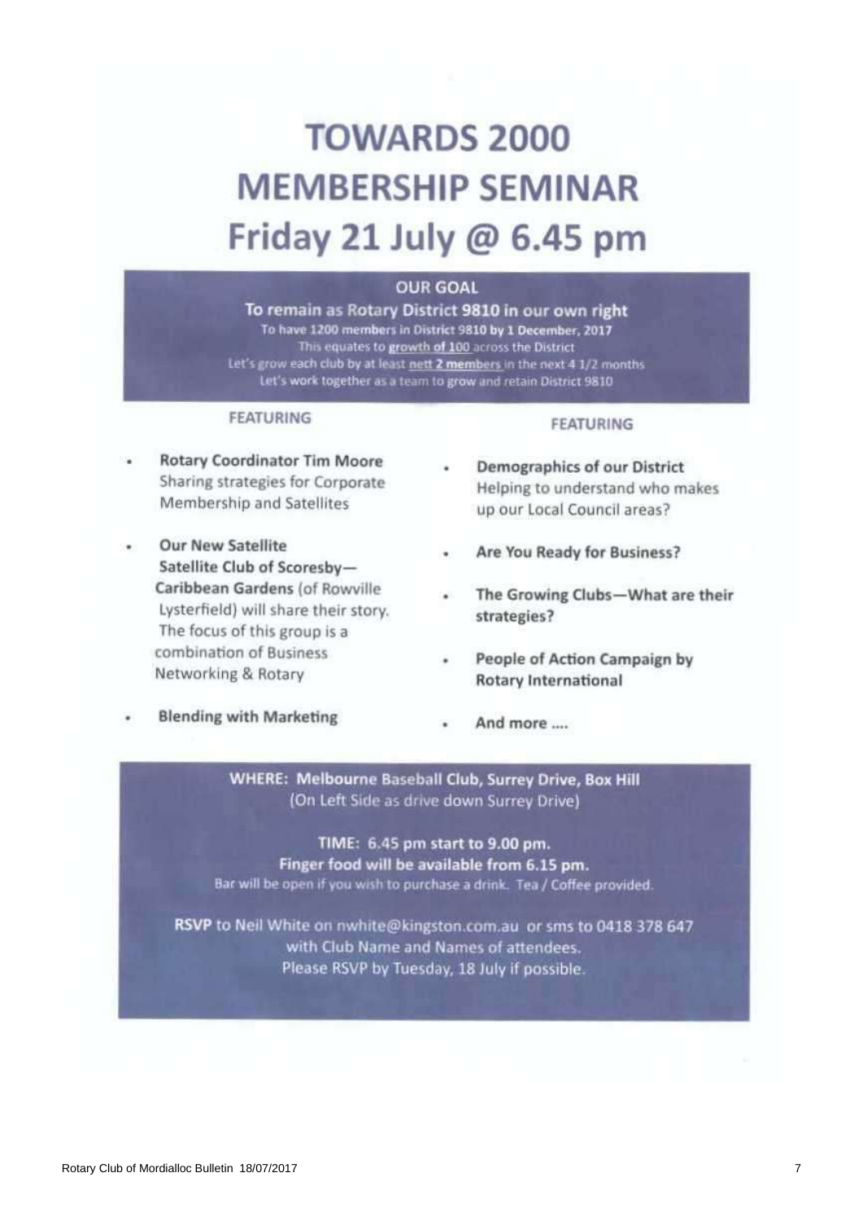# TOWARDS 2000 MEMBERSHIP SEMINAR

# Friday 21 July @ 6.45 pm

**OUR GOAL**

**To remain as Rotary District 9810 in our own right**

To have 1200 members in District 9810 by 1 December, 2017

This equates to **growth of 100** across the District

Let's grow each club by at least **nett 2 members** in the next 4 1/2 months

Let's work together as a team to grow and retain District 9810

**FEATURING**

- **Rotary Coordinator Tim Moore**
  Sharing strategies for Corporate Membership and Satellites
- **Our New Satellite**
  **Satellite Club of Scoresby—Caribbean Gardens** (of Rowville Lysterfield) will share their story. The focus of this group is a combination of Business Networking & Rotary
- **Blending with Marketing**

**FEATURING**

- **Demographics of our District**
  Helping to understand who makes up our Local Council areas?
- **Are You Ready for Business?**
- **The Growing Clubs—What are their strategies?**
- **People of Action Campaign by Rotary International**
- **And more ....**

**WHERE: Melbourne Baseball Club, Surrey Drive, Box Hill**
(On Left Side as drive down Surrey Drive)

**TIME: 6.45 pm start to 9.00 pm.**
**Finger food will be available from 6.15 pm.**
Bar will be open if you wish to purchase a drink. Tea / Coffee provided.

**RSVP** to Neil White on nwhite@kingston.com.au or sms to 0418 378 647 with Club Name and Names of attendees.
Please RSVP by Tuesday, 18 July if possible.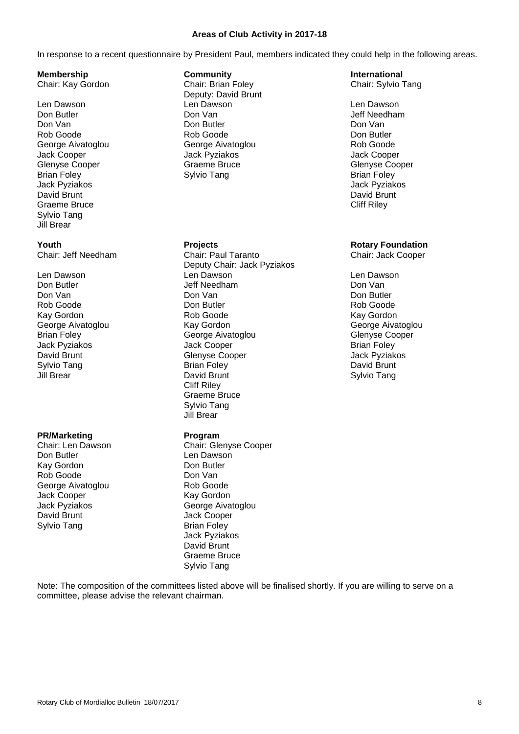**Areas of Club Activity in 2017-18**

In response to a recent questionnaire by President Paul, members indicated they could help in the following areas.

**Membership**
Chair: Kay Gordon

Len Dawson
Don Butler
Don Van
Rob Goode
George Aivatoglou
Jack Cooper
Glenyse Cooper
Brian Foley
Jack Pyziakos
David Brunt
Graeme Bruce
Sylvio Tang
Jill Brear

**Community**
Chair: Brian Foley
Deputy: David Brunt
Len Dawson
Don Van
Don Butler
Rob Goode
George Aivatoglou
Jack Pyziakos
Graeme Bruce
Sylvio Tang

**International**
Chair: Sylvio Tang

Len Dawson
Jeff Needham
Don Van
Don Butler
Rob Goode
Jack Cooper
Glenyse Cooper
Brian Foley
Jack Pyziakos
David Brunt
Cliff Riley

**Youth**
Chair: Jeff Needham

Len Dawson
Don Butler
Don Van
Rob Goode
Kay Gordon
George Aivatoglou
Brian Foley
Jack Pyziakos
David Brunt
Sylvio Tang
Jill Brear

**Projects**
Chair: Paul Taranto
Deputy Chair: Jack Pyziakos
Len Dawson
Jeff Needham
Don Van
Don Butler
Rob Goode
Kay Gordon
George Aivatoglou
Jack Cooper
Glenyse Cooper
Brian Foley
David Brunt
Cliff Riley
Graeme Bruce
Sylvio Tang
Jill Brear

**Rotary Foundation**
Chair: Jack Cooper

Len Dawson
Don Van
Don Butler
Rob Goode
Kay Gordon
George Aivatoglou
Glenyse Cooper
Brian Foley
Jack Pyziakos
David Brunt
Sylvio Tang

**PR/Marketing**
Chair: Len Dawson
Don Butler
Kay Gordon
Rob Goode
George Aivatoglou
Jack Cooper
Jack Pyziakos
David Brunt
Sylvio Tang

**Program**
Chair: Glenyse Cooper
Len Dawson
Don Butler
Don Van
Rob Goode
Kay Gordon
George Aivatoglou
Jack Cooper
Brian Foley
Jack Pyziakos
David Brunt
Graeme Bruce
Sylvio Tang

Note: The composition of the committees listed above will be finalised shortly. If you are willing to serve on a committee, please advise the relevant chairman.